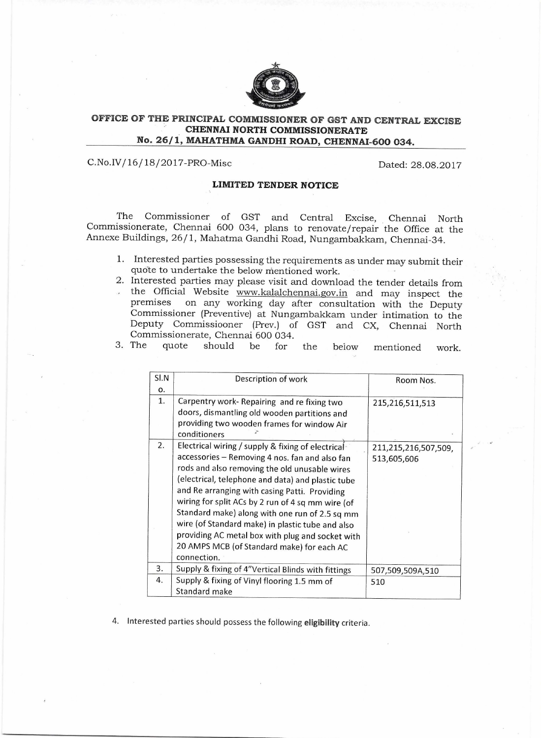# OFFICE OF THE PRINCIPAL COMMISSIONER OF GST AND CENTRAL EXCISE
## CHENNAI NORTH COMMISSIONERATE
### No. 26/1, MAHATHMA GANDHI ROAD, CHENNAI-600 034.

C.No.IV/16/18/2017-PRO-Misc Dated: 28.08.2017

**LIMITED TENDER NOTICE**

The Commissioner of GST and Central Excise, Chennai North Commissionerate, Chennai 600 034, plans to renovate/repair the Office at the Annexe Buildings, 26/1, Mahatma Gandhi Road, Nungambakkam, Chennai-34.

1. Interested parties possessing the requirements as under may submit their quote to undertake the below mentioned work.
2. Interested parties may please visit and download the tender details from the Official Website www.kalalchennai.gov.in and may inspect the premises on any working day after consultation with the Deputy Commissioner (Preventive) at Nungambakkam under intimation to the Deputy Commissiooner (Prev.) of GST and CX, Chennai North Commissionerate, Chennai 600 034.
3. The quote should be for the below mentioned work.

| Sl.No. | Description of work | Room Nos. |
|---|---|---|
| 1. | Carpentry work- Repairing and re fixing two doors, dismantling old wooden partitions and providing two wooden frames for window Air conditioners | 215,216,511,513 |
| 2. | Electrical wiring / supply & fixing of electrical accessories – Removing 4 nos. fan and also fan rods and also removing the old unusable wires (electrical, telephone and data) and plastic tube and Re arranging with casing Patti. Providing wiring for split ACs by 2 run of 4 sq mm wire (of Standard make) along with one run of 2.5 sq mm wire (of Standard make) in plastic tube and also providing AC metal box with plug and socket with 20 AMPS MCB (of Standard make) for each AC connection. | 211,215,216,507,509, 513,605,606 |
| 3. | Supply & fixing of 4"Vertical Blinds with fittings | 507,509,509A,510 |
| 4. | Supply & fixing of Vinyl flooring 1.5 mm of Standard make | 510 |

4. Interested parties should possess the following **eligibility** criteria.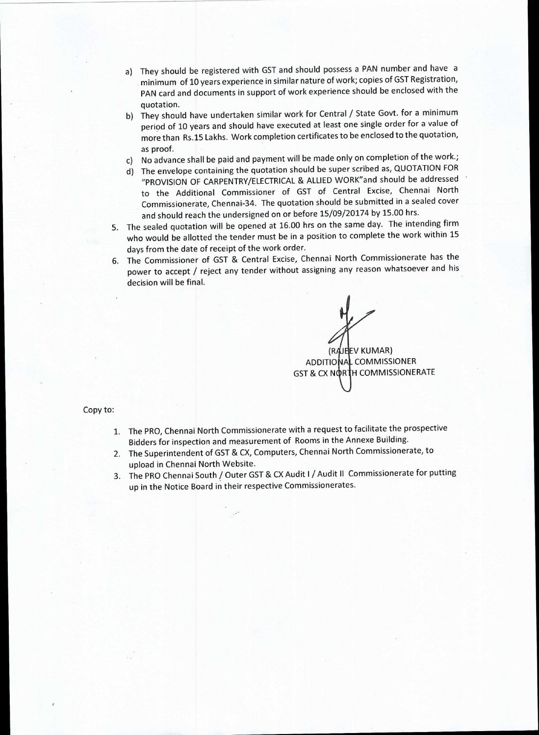a) They should be registered with GST and should possess a PAN number and have a minimum of 10 years experience in similar nature of work; copies of GST Registration, PAN card and documents in support of work experience should be enclosed with the quotation.

b) They should have undertaken similar work for Central / State Govt. for a minimum period of 10 years and should have executed at least one single order for a value of more than Rs.15 Lakhs. Work completion certificates to be enclosed to the quotation, as proof.

c) No advance shall be paid and payment will be made only on completion of the work.;

d) The envelope containing the quotation should be super scribed as, QUOTATION FOR "PROVISION OF CARPENTRY/ELECTRICAL & ALLIED WORK"and should be addressed to the Additional Commissioner of GST of Central Excise, Chennai North Commissionerate, Chennai-34. The quotation should be submitted in a sealed cover and should reach the undersigned on or before 15/09/20174 by 15.00 hrs.

5. The sealed quotation will be opened at 16.00 hrs on the same day. The intending firm who would be allotted the tender must be in a position to complete the work within 15 days from the date of receipt of the work order.

6. The Commissioner of GST & Central Excise, Chennai North Commissionerate has the power to accept / reject any tender without assigning any reason whatsoever and his decision will be final.

(RAJEEV KUMAR)
ADDITIONAL COMMISSIONER
GST & CX NORTH COMMISSIONERATE

Copy to:

1. The PRO, Chennai North Commissionerate with a request to facilitate the prospective Bidders for inspection and measurement of Rooms in the Annexe Building.
2. The Superintendent of GST & CX, Computers, Chennai North Commissionerate, to upload in Chennai North Website.
3. The PRO Chennai South / Outer GST & CX Audit I / Audit II Commissionerate for putting up in the Notice Board in their respective Commissionerates.